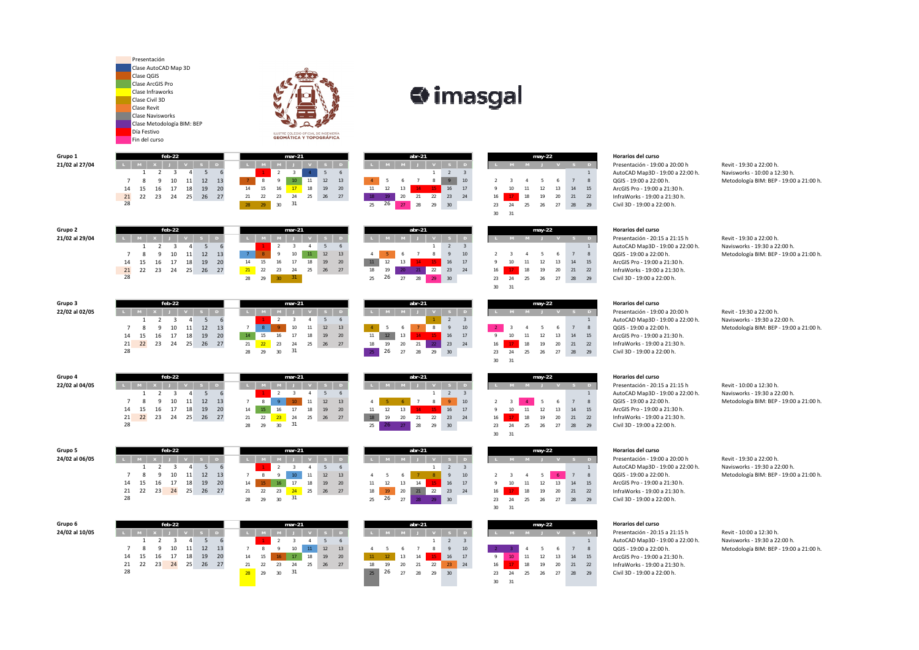- Presentación
- Clase AutoCAD Map 3D
- Clase QGIS
- Clase ArcGIS Pro
- Clase Infraworks
- Clase Civil 3D
- Clase Revit
- Clase Navisworks
- Clase Metodología BIM: BEP
- Día Festivo
- Fin del curso

ILUSTRE COLEGIO OFICIAL DE INGENIERÍA GEOMÁTICA Y TOPOGRÁFICA

imasgal

## Grupo 1
21/02 al 27/04

| | feb-22 | mar-21 | abr-21 | may-22 |
|---|---|---|---|---|
| L M X J V S D | | | | |

**Horarios del curso**

- Presentación - 19:00 a 20:00 h
- AutoCAD Map3D - 19:00 a 22:00 h.
- QGIS - 19:00 a 22:00 h.
- ArcGIS Pro - 19:00 a 21:30 h.
- InfraWorks - 19:00 a 21:30 h.
- Civil 3D - 19:00 a 22:00 h.
- Revit - 19:30 a 22:00 h.
- Navisworks - 10:00 a 12:30 h.
- Metodología BIM: BEP - 19:00 a 21:00 h.

## Grupo 2
21/02 al 29/04

**Horarios del curso**

- Presentación - 20:15 a 21:15 h
- AutoCAD Map3D - 19:00 a 22:00 h.
- QGIS - 19:00 a 22:00 h.
- ArcGIS Pro - 19:00 a 21:30 h.
- InfraWorks - 19:00 a 21:30 h.
- Civil 3D - 19:00 a 22:00 h.
- Revit - 19:30 a 22:00 h.
- Navisworks - 19:30 a 22:00 h.
- Metodología BIM: BEP - 19:00 a 21:00 h.

## Grupo 3
22/02 al 02/05

**Horarios del curso**

- Presentación - 19:00 a 20:00 h
- AutoCAD Map3D - 19:00 a 22:00 h.
- QGIS - 19:00 a 22:00 h.
- ArcGIS Pro - 19:00 a 21:30 h.
- InfraWorks - 19:00 a 21:30 h.
- Civil 3D - 19:00 a 22:00 h.
- Revit - 19:30 a 22:00 h.
- Navisworks - 19:30 a 22:00 h.
- Metodología BIM: BEP - 19:00 a 21:00 h.

## Grupo 4
22/02 al 04/05

**Horarios del curso**

- Presentación - 20:15 a 21:15 h
- AutoCAD Map3D - 19:00 a 22:00 h.
- QGIS - 19:00 a 22:00 h.
- ArcGIS Pro - 19:00 a 21:30 h.
- InfraWorks - 19:00 a 21:30 h.
- Civil 3D - 19:00 a 22:00 h.
- Revit - 10:00 a 12:30 h.
- Navisworks - 19:30 a 22:00 h.
- Metodología BIM: BEP - 19:00 a 21:00 h.

## Grupo 5
24/02 al 06/05

**Horarios del curso**

- Presentación - 19:00 a 20:00 h
- AutoCAD Map3D - 19:00 a 22:00 h.
- QGIS - 19:00 a 22:00 h.
- ArcGIS Pro - 19:00 a 21:30 h.
- InfraWorks - 19:00 a 21:30 h.
- Civil 3D - 19:00 a 22:00 h.
- Revit - 19:30 a 22:00 h.
- Navisworks - 19:30 a 22:00 h.
- Metodología BIM: BEP - 19:00 a 21:00 h.

## Grupo 6
24/02 al 10/05

**Horarios del curso**

- Presentación - 20:15 a 21:15 h
- AutoCAD Map3D - 19:00 a 22:00 h.
- QGIS - 19:00 a 22:00 h.
- ArcGIS Pro - 19:00 a 21:30 h.
- InfraWorks - 19:00 a 21:30 h.
- Civil 3D - 19:00 a 22:00 h.
- Revit - 10:00 a 12:30 h.
- Navisworks - 19:30 a 22:00 h.
- Metodología BIM: BEP - 19:00 a 21:00 h.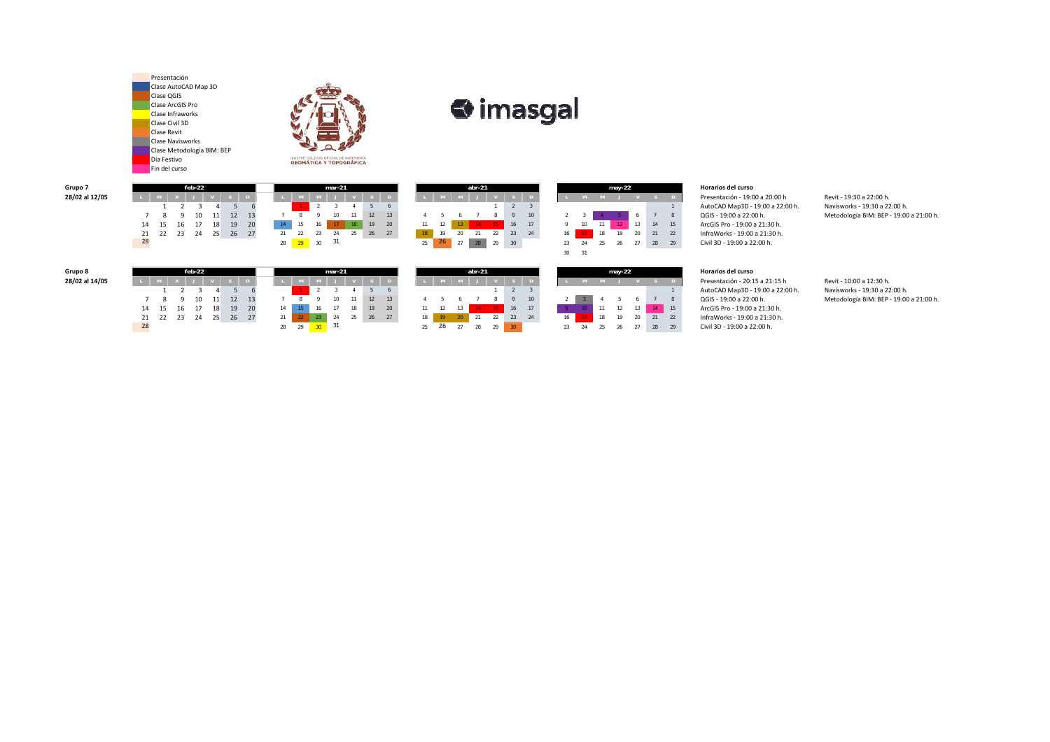Presentación
Clase AutoCAD Map 3D
Clase QGIS
Clase ArcGIS Pro
Clase Infraworks
Clase Civil 3D
Clase Revit
Clase Navisworks
Clase Metodología BIM: BEP
Día Festivo
Fin del curso

ILUSTRE COLEGIO OFICIAL DE INGENIERÍA GEOMÁTICA Y TOPOGRÁFICA

imasgal

**Grupo 7**
**28/02 al 12/05**

feb-22

| L | M | X | J | V | S | D |
|---|---|---|---|---|---|---|
| | 1 | 2 | 3 | 4 | 5 | 6 |
| 7 | 8 | 9 | 10 | 11 | 12 | 13 |
| 14 | 15 | 16 | 17 | 18 | 19 | 20 |
| 21 | 22 | 23 | 24 | 25 | 26 | 27 |
| 28 | | | | | | |

mar-21

| L | M | M | J | V | S | D |
|---|---|---|---|---|---|---|
| | 1 | 2 | 3 | 4 | 5 | 6 |
| 7 | 8 | 9 | 10 | 11 | 12 | 13 |
| 14 | 15 | 16 | 17 | 18 | 19 | 20 |
| 21 | 22 | 23 | 24 | 25 | 26 | 27 |
| 28 | 29 | 30 | 31 | | | |

abr-21

| L | M | M | J | V | S | D |
|---|---|---|---|---|---|---|
| | | | | 1 | 2 | 3 |
| 4 | 5 | 6 | 7 | 8 | 9 | 10 |
| 11 | 12 | 13 | 14 | 15 | 16 | 17 |
| 18 | 19 | 20 | 21 | 22 | 23 | 24 |
| 25 | 26 | 27 | 28 | 29 | 30 | |

may-22

| L | M | M | J | V | S | D |
|---|---|---|---|---|---|---|
| | | | | | | 1 |
| 2 | 3 | 4 | 5 | 6 | 7 | 8 |
| 9 | 10 | 11 | 12 | 13 | 14 | 15 |
| 16 | 17 | 18 | 19 | 20 | 21 | 22 |
| 23 | 24 | 25 | 26 | 27 | 28 | 29 |
| 30 | 31 | | | | | |

**Horarios del curso**

Presentación - 19:00 a 20:00 h
AutoCAD Map3D - 19:00 a 22:00 h.
QGIS - 19:00 a 22:00 h.
ArcGIS Pro - 19:00 a 21:30 h.
InfraWorks - 19:00 a 21:30 h.
Civil 3D - 19:00 a 22:00 h.
Revit - 19:30 a 22:00 h.
Navisworks - 19:30 a 22:00 h.
Metodología BIM: BEP - 19:00 a 21:00 h.

**Grupo 8**
**28/02 al 14/05**

feb-22

| L | M | X | J | V | S | D |
|---|---|---|---|---|---|---|
| | 1 | 2 | 3 | 4 | 5 | 6 |
| 7 | 8 | 9 | 10 | 11 | 12 | 13 |
| 14 | 15 | 16 | 17 | 18 | 19 | 20 |
| 21 | 22 | 23 | 24 | 25 | 26 | 27 |
| 28 | | | | | | |

mar-21

| L | M | M | J | V | S | D |
|---|---|---|---|---|---|---|
| | 1 | 2 | 3 | 4 | 5 | 6 |
| 7 | 8 | 9 | 10 | 11 | 12 | 13 |
| 14 | 15 | 16 | 17 | 18 | 19 | 20 |
| 21 | 22 | 23 | 24 | 25 | 26 | 27 |
| 28 | 29 | 30 | 31 | | | |

abr-21

| L | M | M | J | V | S | D |
|---|---|---|---|---|---|---|
| | | | | 1 | 2 | 3 |
| 4 | 5 | 6 | 7 | 8 | 9 | 10 |
| 11 | 12 | 13 | 14 | 15 | 16 | 17 |
| 18 | 19 | 20 | 21 | 22 | 23 | 24 |
| 25 | 26 | 27 | 28 | 29 | 30 | |

may-22

| L | M | M | J | V | S | D |
|---|---|---|---|---|---|---|
| | | | | | | 1 |
| 2 | 3 | 4 | 5 | 6 | 7 | 8 |
| 9 | 10 | 11 | 12 | 13 | 14 | 15 |
| 16 | 17 | 18 | 19 | 20 | 21 | 22 |
| 23 | 24 | 25 | 26 | 27 | 28 | 29 |

**Horarios del curso**

Presentación - 20:15 a 21:15 h
AutoCAD Map3D - 19:00 a 22:00 h.
QGIS - 19:00 a 22:00 h.
ArcGIS Pro - 19:00 a 21:30 h.
InfraWorks - 19:00 a 21:30 h.
Civil 3D - 19:00 a 22:00 h.
Revit - 10:00 a 12:30 h.
Navisworks - 19:30 a 22:00 h.
Metodología BIM: BEP - 19:00 a 21:00 h.